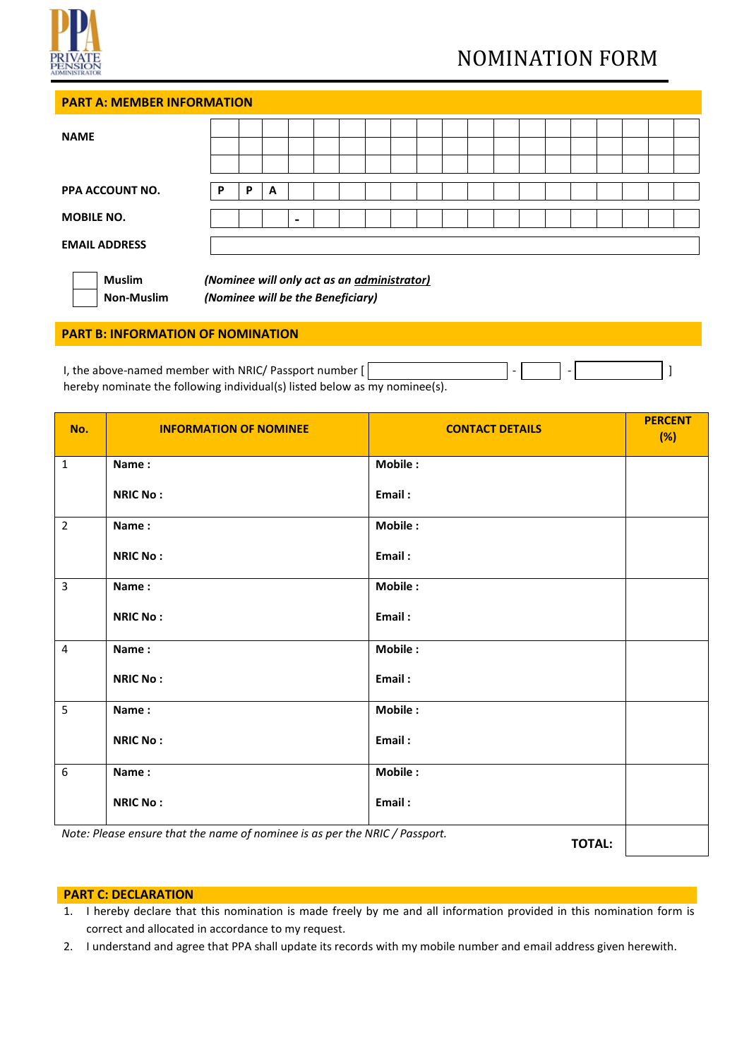PPA PRIVATE PENSION ADMINISTRATOR

# NOMINATION FORM

## PART A: MEMBER INFORMATION

**NAME**

**PPA ACCOUNT NO.** P P A

**MOBILE NO.** -

**EMAIL ADDRESS**

☐ **Muslim** *(Nominee will only act as an administrator)*

☐ **Non-Muslim** *(Nominee will be the Beneficiary)*

## PART B: INFORMATION OF NOMINATION

I, the above-named member with NRIC/ Passport number [ - - ] hereby nominate the following individual(s) listed below as my nominee(s).

| No. | INFORMATION OF NOMINEE | CONTACT DETAILS | PERCENT (%) |
|---|---|---|---|
| 1 | **Name :**<br><br>**NRIC No :** | **Mobile :**<br><br>**Email :** | |
| 2 | **Name :**<br><br>**NRIC No :** | **Mobile :**<br><br>**Email :** | |
| 3 | **Name :**<br><br>**NRIC No :** | **Mobile :**<br><br>**Email :** | |
| 4 | **Name :**<br><br>**NRIC No :** | **Mobile :**<br><br>**Email :** | |
| 5 | **Name :**<br><br>**NRIC No :** | **Mobile :**<br><br>**Email :** | |
| 6 | **Name :**<br><br>**NRIC No :** | **Mobile :**<br><br>**Email :** | |
| | | **TOTAL:** | |

*Note: Please ensure that the name of nominee is as per the NRIC / Passport.*

## PART C: DECLARATION

1. I hereby declare that this nomination is made freely by me and all information provided in this nomination form is correct and allocated in accordance to my request.
2. I understand and agree that PPA shall update its records with my mobile number and email address given herewith.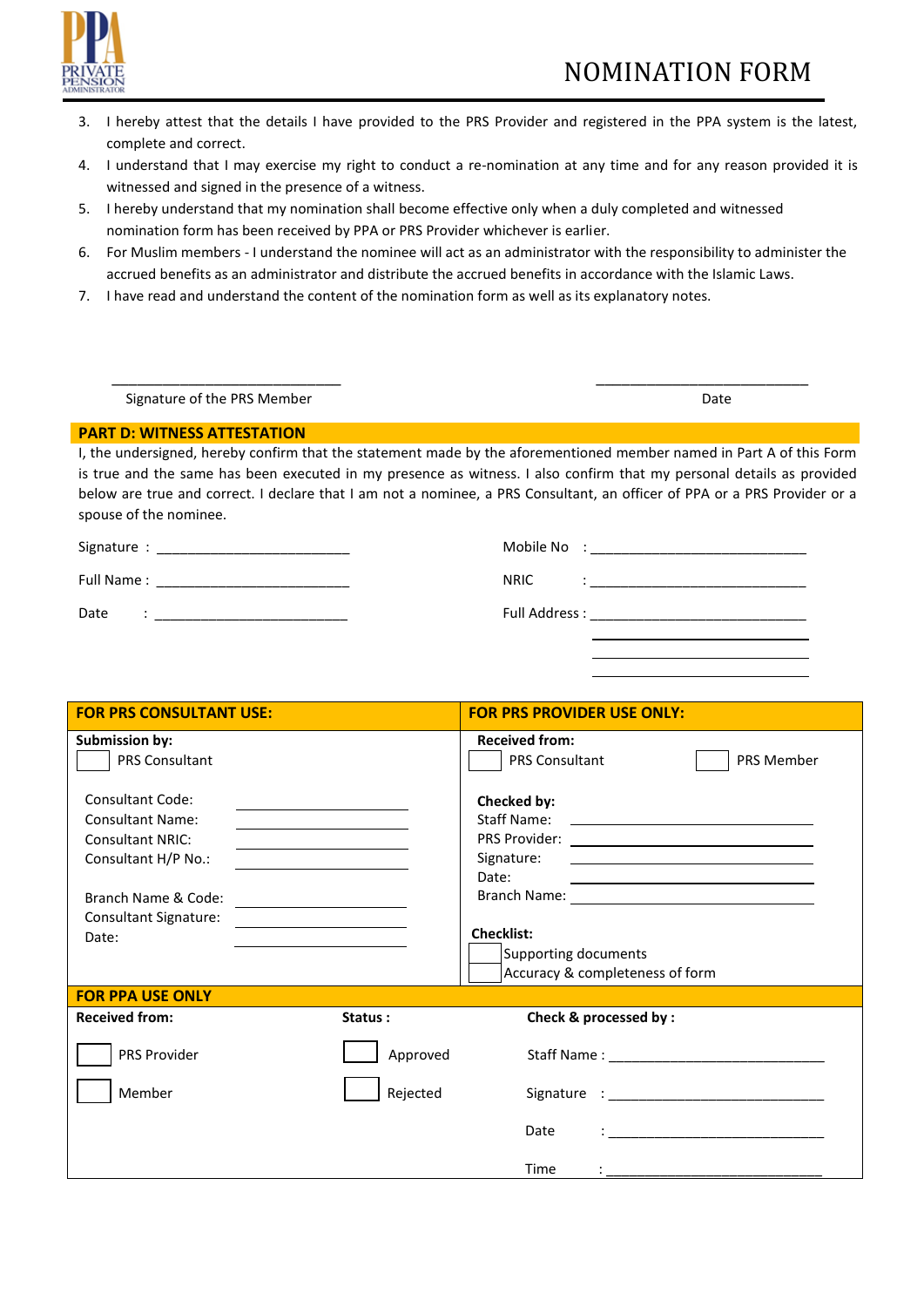# NOMINATION FORM

3. I hereby attest that the details I have provided to the PRS Provider and registered in the PPA system is the latest, complete and correct.
4. I understand that I may exercise my right to conduct a re-nomination at any time and for any reason provided it is witnessed and signed in the presence of a witness.
5. I hereby understand that my nomination shall become effective only when a duly completed and witnessed nomination form has been received by PPA or PRS Provider whichever is earlier.
6. For Muslim members - I understand the nominee will act as an administrator with the responsibility to administer the accrued benefits as an administrator and distribute the accrued benefits in accordance with the Islamic Laws.
7. I have read and understand the content of the nomination form as well as its explanatory notes.

\_\_\_\_\_\_\_\_\_\_\_\_\_\_\_\_\_\_\_\_\_\_\_\_\_\_\_\_\_\_ Signature of the PRS Member

\_\_\_\_\_\_\_\_\_\_\_\_\_\_\_\_\_\_\_\_\_\_\_\_\_\_\_\_ Date

## PART D: WITNESS ATTESTATION

I, the undersigned, hereby confirm that the statement made by the aforementioned member named in Part A of this Form is true and the same has been executed in my presence as witness. I also confirm that my personal details as provided below are true and correct. I declare that I am not a nominee, a PRS Consultant, an officer of PPA or a PRS Provider or a spouse of the nominee.

Signature : \_\_\_\_\_\_\_\_\_\_\_\_\_\_\_\_\_\_\_\_\_\_\_\_\_

Full Name : \_\_\_\_\_\_\_\_\_\_\_\_\_\_\_\_\_\_\_\_\_\_\_\_\_

Date : \_\_\_\_\_\_\_\_\_\_\_\_\_\_\_\_\_\_\_\_\_\_\_\_\_

Mobile No : \_\_\_\_\_\_\_\_\_\_\_\_\_\_\_\_\_\_\_\_\_\_\_\_\_\_\_\_

NRIC : \_\_\_\_\_\_\_\_\_\_\_\_\_\_\_\_\_\_\_\_\_\_\_\_\_\_\_\_

Full Address : \_\_\_\_\_\_\_\_\_\_\_\_\_\_\_\_\_\_\_\_\_\_\_\_\_\_\_\_

\_\_\_\_\_\_\_\_\_\_\_\_\_\_\_\_\_\_\_\_\_\_\_\_\_\_\_\_

\_\_\_\_\_\_\_\_\_\_\_\_\_\_\_\_\_\_\_\_\_\_\_\_\_\_\_\_

\_\_\_\_\_\_\_\_\_\_\_\_\_\_\_\_\_\_\_\_\_\_\_\_\_\_\_\_

| FOR PRS CONSULTANT USE: | FOR PRS PROVIDER USE ONLY: |
|---|---|
| **Submission by:**<br>☐ PRS Consultant<br><br>Consultant Code: \_\_\_\_\_\_\_\_<br>Consultant Name: \_\_\_\_\_\_\_\_<br>Consultant NRIC: \_\_\_\_\_\_\_\_<br>Consultant H/P No.: \_\_\_\_\_\_\_\_<br><br>Branch Name & Code: \_\_\_\_\_\_\_\_<br>Consultant Signature: \_\_\_\_\_\_\_\_<br>Date: \_\_\_\_\_\_\_\_ | **Received from:**<br>☐ PRS Consultant ☐ PRS Member<br><br>**Checked by:**<br>Staff Name: \_\_\_\_\_\_\_\_<br>PRS Provider: \_\_\_\_\_\_\_\_<br>Signature: \_\_\_\_\_\_\_\_<br>Date: \_\_\_\_\_\_\_\_<br>Branch Name: \_\_\_\_\_\_\_\_<br><br>**Checklist:**<br>☐ Supporting documents<br>☐ Accuracy & completeness of form |

**FOR PPA USE ONLY**

| Received from: | Status : | Check & processed by : |
|---|---|---|
| ☐ PRS Provider | ☐ Approved | Staff Name : \_\_\_\_\_\_\_\_\_\_\_\_\_\_\_\_\_\_\_\_ |
| ☐ Member | ☐ Rejected | Signature : \_\_\_\_\_\_\_\_\_\_\_\_\_\_\_\_\_\_\_\_ |
| | | Date : \_\_\_\_\_\_\_\_\_\_\_\_\_\_\_\_\_\_\_\_ |
| | | Time : \_\_\_\_\_\_\_\_\_\_\_\_\_\_\_\_\_\_\_\_ |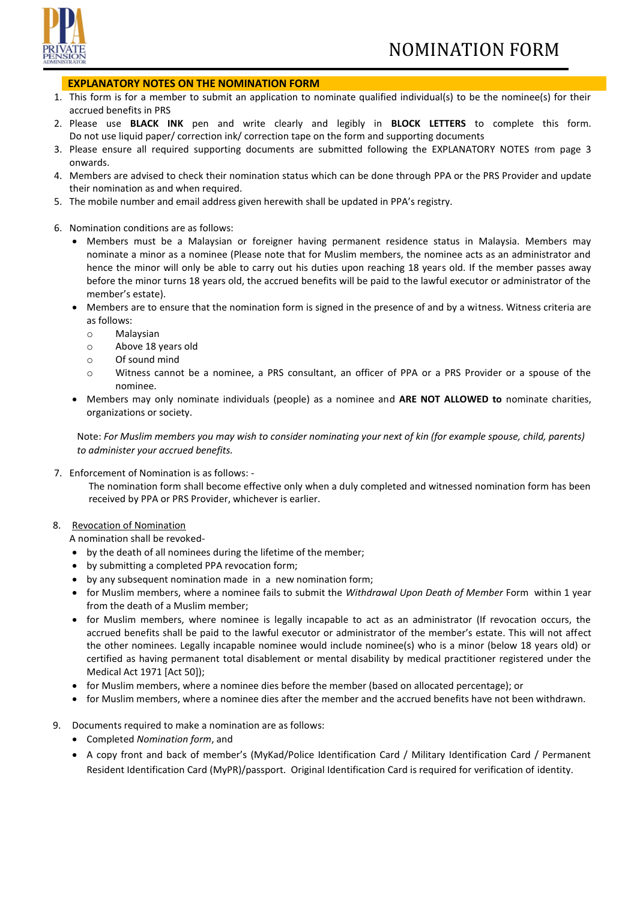# NOMINATION FORM

## EXPLANATORY NOTES ON THE NOMINATION FORM

1. This form is for a member to submit an application to nominate qualified individual(s) to be the nominee(s) for their accrued benefits in PRS
2. Please use **BLACK INK** pen and write clearly and legibly in **BLOCK LETTERS** to complete this form. Do not use liquid paper/ correction ink/ correction tape on the form and supporting documents
3. Please ensure all required supporting documents are submitted following the EXPLANATORY NOTES from page 3 onwards.
4. Members are advised to check their nomination status which can be done through PPA or the PRS Provider and update their nomination as and when required.
5. The mobile number and email address given herewith shall be updated in PPA's registry.
6. Nomination conditions are as follows:
   - Members must be a Malaysian or foreigner having permanent residence status in Malaysia. Members may nominate a minor as a nominee (Please note that for Muslim members, the nominee acts as an administrator and hence the minor will only be able to carry out his duties upon reaching 18 years old. If the member passes away before the minor turns 18 years old, the accrued benefits will be paid to the lawful executor or administrator of the member's estate).
   - Members are to ensure that the nomination form is signed in the presence of and by a witness. Witness criteria are as follows:
     - Malaysian
     - Above 18 years old
     - Of sound mind
     - Witness cannot be a nominee, a PRS consultant, an officer of PPA or a PRS Provider or a spouse of the nominee.
   - Members may only nominate individuals (people) as a nominee and **ARE NOT ALLOWED to** nominate charities, organizations or society.

   Note: *For Muslim members you may wish to consider nominating your next of kin (for example spouse, child, parents) to administer your accrued benefits.*

7. Enforcement of Nomination is as follows: -

   The nomination form shall become effective only when a duly completed and witnessed nomination form has been received by PPA or PRS Provider, whichever is earlier.

8. Revocation of Nomination

   A nomination shall be revoked-
   - by the death of all nominees during the lifetime of the member;
   - by submitting a completed PPA revocation form;
   - by any subsequent nomination made in a new nomination form;
   - for Muslim members, where a nominee fails to submit the *Withdrawal Upon Death of Member* Form within 1 year from the death of a Muslim member;
   - for Muslim members, where nominee is legally incapable to act as an administrator (If revocation occurs, the accrued benefits shall be paid to the lawful executor or administrator of the member's estate. This will not affect the other nominees. Legally incapable nominee would include nominee(s) who is a minor (below 18 years old) or certified as having permanent total disablement or mental disability by medical practitioner registered under the Medical Act 1971 [Act 50]);
   - for Muslim members, where a nominee dies before the member (based on allocated percentage); or
   - for Muslim members, where a nominee dies after the member and the accrued benefits have not been withdrawn.

9. Documents required to make a nomination are as follows:
   - Completed *Nomination form*, and
   - A copy front and back of member's (MyKad/Police Identification Card / Military Identification Card / Permanent Resident Identification Card (MyPR)/passport. Original Identification Card is required for verification of identity.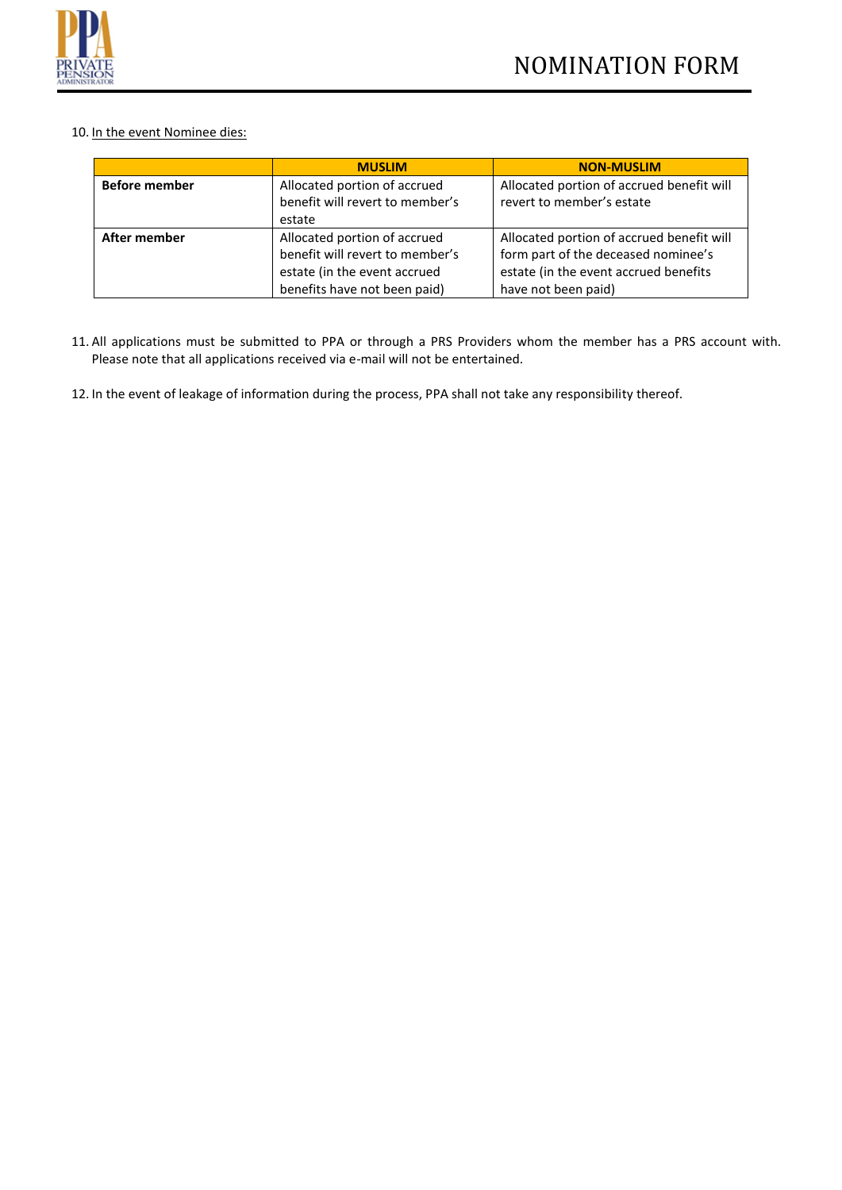10. In the event Nominee dies:

| | MUSLIM | NON-MUSLIM |
|---|---|---|
| **Before member** | Allocated portion of accrued benefit will revert to member's estate | Allocated portion of accrued benefit will revert to member's estate |
| **After member** | Allocated portion of accrued benefit will revert to member's estate (in the event accrued benefits have not been paid) | Allocated portion of accrued benefit will form part of the deceased nominee's estate (in the event accrued benefits have not been paid) |

11. All applications must be submitted to PPA or through a PRS Providers whom the member has a PRS account with. Please note that all applications received via e-mail will not be entertained.

12. In the event of leakage of information during the process, PPA shall not take any responsibility thereof.